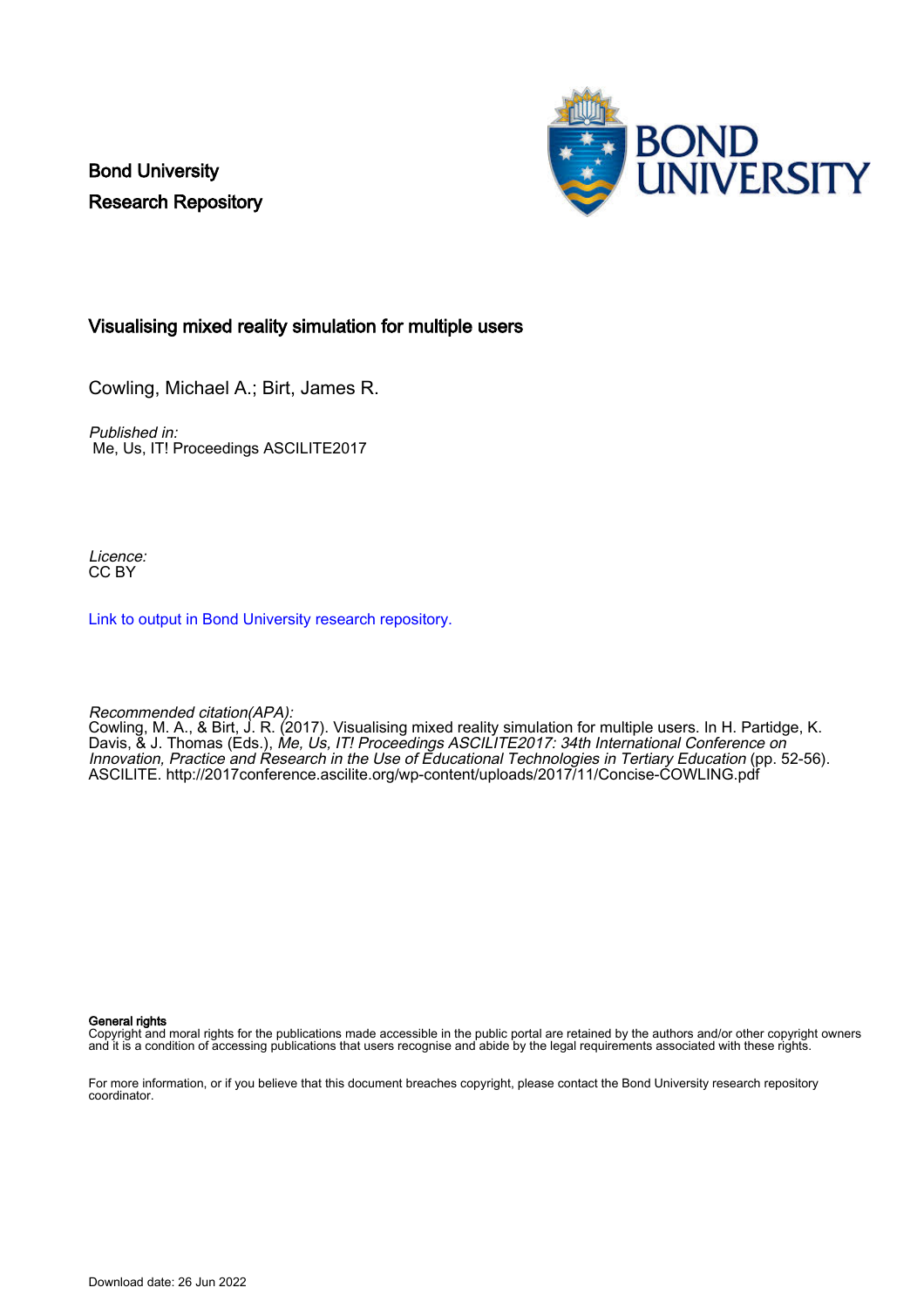Bond University
Research Repository

## Visualising mixed reality simulation for multiple users

Cowling, Michael A.; Birt, James R.

*Published in:*
Me, Us, IT! Proceedings ASCILITE2017

*Licence:*
CC BY

[Link to output in Bond University research repository.]

*Recommended citation(APA):*
Cowling, M. A., & Birt, J. R. (2017). Visualising mixed reality simulation for multiple users. In H. Partidge, K. Davis, & J. Thomas (Eds.), *Me, Us, IT! Proceedings ASCILITE2017: 34th International Conference on Innovation, Practice and Research in the Use of Educational Technologies in Tertiary Education* (pp. 52-56). ASCILITE. http://2017conference.ascilite.org/wp-content/uploads/2017/11/Concise-COWLING.pdf

**General rights**
Copyright and moral rights for the publications made accessible in the public portal are retained by the authors and/or other copyright owners and it is a condition of accessing publications that users recognise and abide by the legal requirements associated with these rights.

For more information, or if you believe that this document breaches copyright, please contact the Bond University research repository coordinator.

Download date: 26 Jun 2022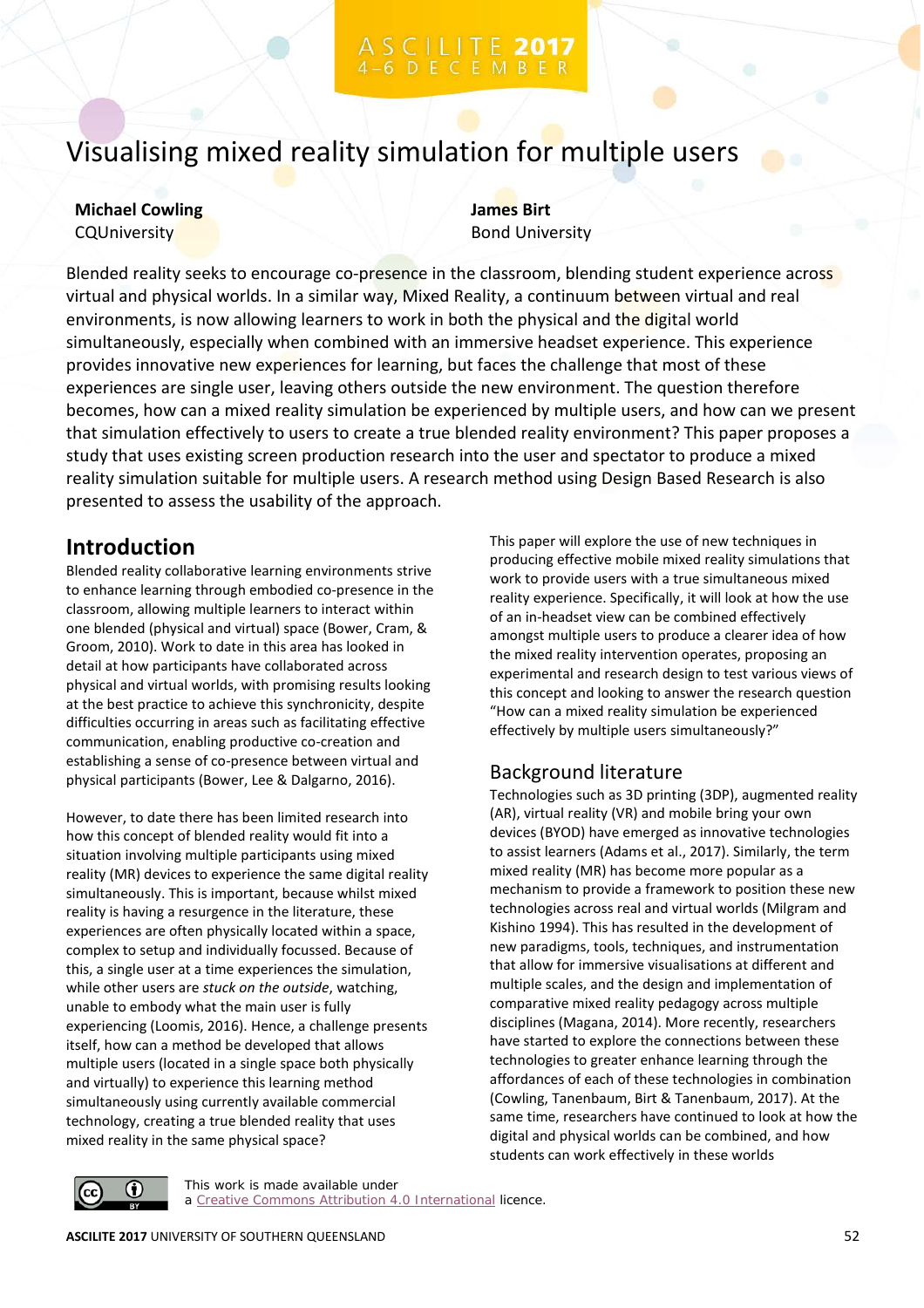# Visualising mixed reality simulation for multiple users

**Michael Cowling**
CQUniversity

**James Birt**
Bond University

Blended reality seeks to encourage co-presence in the classroom, blending student experience across virtual and physical worlds. In a similar way, Mixed Reality, a continuum between virtual and real environments, is now allowing learners to work in both the physical and the digital world simultaneously, especially when combined with an immersive headset experience. This experience provides innovative new experiences for learning, but faces the challenge that most of these experiences are single user, leaving others outside the new environment. The question therefore becomes, how can a mixed reality simulation be experienced by multiple users, and how can we present that simulation effectively to users to create a true blended reality environment? This paper proposes a study that uses existing screen production research into the user and spectator to produce a mixed reality simulation suitable for multiple users. A research method using Design Based Research is also presented to assess the usability of the approach.

## Introduction

Blended reality collaborative learning environments strive to enhance learning through embodied co-presence in the classroom, allowing multiple learners to interact within one blended (physical and virtual) space (Bower, Cram, & Groom, 2010). Work to date in this area has looked in detail at how participants have collaborated across physical and virtual worlds, with promising results looking at the best practice to achieve this synchronicity, despite difficulties occurring in areas such as facilitating effective communication, enabling productive co-creation and establishing a sense of co-presence between virtual and physical participants (Bower, Lee & Dalgarno, 2016).

However, to date there has been limited research into how this concept of blended reality would fit into a situation involving multiple participants using mixed reality (MR) devices to experience the same digital reality simultaneously. This is important, because whilst mixed reality is having a resurgence in the literature, these experiences are often physically located within a space, complex to setup and individually focussed. Because of this, a single user at a time experiences the simulation, while other users are *stuck on the outside*, watching, unable to embody what the main user is fully experiencing (Loomis, 2016). Hence, a challenge presents itself, how can a method be developed that allows multiple users (located in a single space both physically and virtually) to experience this learning method simultaneously using currently available commercial technology, creating a true blended reality that uses mixed reality in the same physical space?

This paper will explore the use of new techniques in producing effective mobile mixed reality simulations that work to provide users with a true simultaneous mixed reality experience. Specifically, it will look at how the use of an in-headset view can be combined effectively amongst multiple users to produce a clearer idea of how the mixed reality intervention operates, proposing an experimental and research design to test various views of this concept and looking to answer the research question "How can a mixed reality simulation be experienced effectively by multiple users simultaneously?"

## Background literature

Technologies such as 3D printing (3DP), augmented reality (AR), virtual reality (VR) and mobile bring your own devices (BYOD) have emerged as innovative technologies to assist learners (Adams et al., 2017). Similarly, the term mixed reality (MR) has become more popular as a mechanism to provide a framework to position these new technologies across real and virtual worlds (Milgram and Kishino 1994). This has resulted in the development of new paradigms, tools, techniques, and instrumentation that allow for immersive visualisations at different and multiple scales, and the design and implementation of comparative mixed reality pedagogy across multiple disciplines (Magana, 2014). More recently, researchers have started to explore the connections between these technologies to greater enhance learning through the affordances of each of these technologies in combination (Cowling, Tanenbaum, Birt & Tanenbaum, 2017). At the same time, researchers have continued to look at how the digital and physical worlds can be combined, and how students can work effectively in these worlds

This work is made available under a Creative Commons Attribution 4.0 International licence.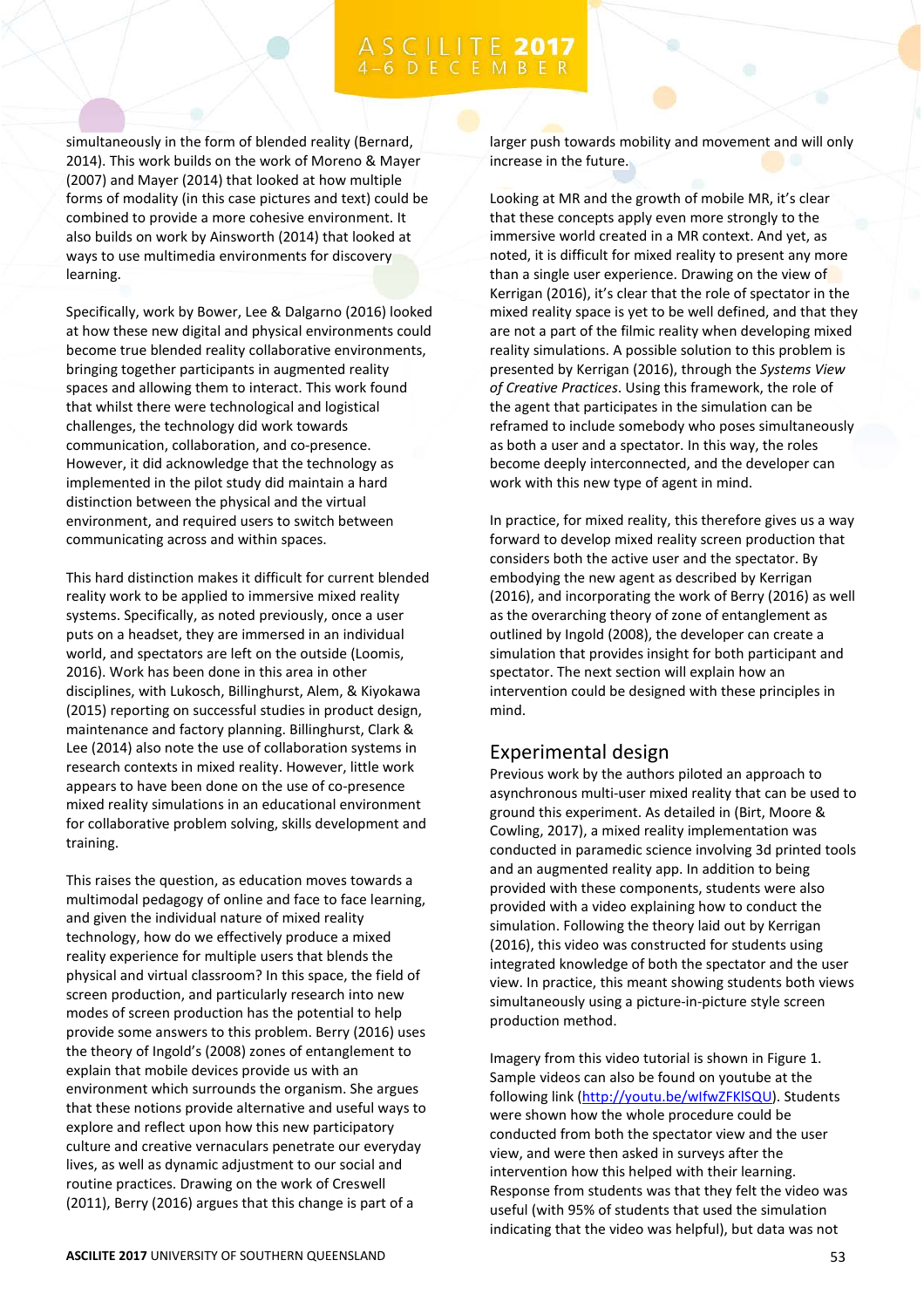simultaneously in the form of blended reality (Bernard, 2014). This work builds on the work of Moreno & Mayer (2007) and Mayer (2014) that looked at how multiple forms of modality (in this case pictures and text) could be combined to provide a more cohesive environment. It also builds on work by Ainsworth (2014) that looked at ways to use multimedia environments for discovery learning.

Specifically, work by Bower, Lee & Dalgarno (2016) looked at how these new digital and physical environments could become true blended reality collaborative environments, bringing together participants in augmented reality spaces and allowing them to interact. This work found that whilst there were technological and logistical challenges, the technology did work towards communication, collaboration, and co-presence. However, it did acknowledge that the technology as implemented in the pilot study did maintain a hard distinction between the physical and the virtual environment, and required users to switch between communicating across and within spaces.

This hard distinction makes it difficult for current blended reality work to be applied to immersive mixed reality systems. Specifically, as noted previously, once a user puts on a headset, they are immersed in an individual world, and spectators are left on the outside (Loomis, 2016). Work has been done in this area in other disciplines, with Lukosch, Billinghurst, Alem, & Kiyokawa (2015) reporting on successful studies in product design, maintenance and factory planning. Billinghurst, Clark & Lee (2014) also note the use of collaboration systems in research contexts in mixed reality. However, little work appears to have been done on the use of co-presence mixed reality simulations in an educational environment for collaborative problem solving, skills development and training.

This raises the question, as education moves towards a multimodal pedagogy of online and face to face learning, and given the individual nature of mixed reality technology, how do we effectively produce a mixed reality experience for multiple users that blends the physical and virtual classroom? In this space, the field of screen production, and particularly research into new modes of screen production has the potential to help provide some answers to this problem. Berry (2016) uses the theory of Ingold's (2008) zones of entanglement to explain that mobile devices provide us with an environment which surrounds the organism. She argues that these notions provide alternative and useful ways to explore and reflect upon how this new participatory culture and creative vernaculars penetrate our everyday lives, as well as dynamic adjustment to our social and routine practices. Drawing on the work of Creswell (2011), Berry (2016) argues that this change is part of a larger push towards mobility and movement and will only increase in the future.

Looking at MR and the growth of mobile MR, it's clear that these concepts apply even more strongly to the immersive world created in a MR context. And yet, as noted, it is difficult for mixed reality to present any more than a single user experience. Drawing on the view of Kerrigan (2016), it's clear that the role of spectator in the mixed reality space is yet to be well defined, and that they are not a part of the filmic reality when developing mixed reality simulations. A possible solution to this problem is presented by Kerrigan (2016), through the *Systems View of Creative Practices*. Using this framework, the role of the agent that participates in the simulation can be reframed to include somebody who poses simultaneously as both a user and a spectator. In this way, the roles become deeply interconnected, and the developer can work with this new type of agent in mind.

In practice, for mixed reality, this therefore gives us a way forward to develop mixed reality screen production that considers both the active user and the spectator. By embodying the new agent as described by Kerrigan (2016), and incorporating the work of Berry (2016) as well as the overarching theory of zone of entanglement as outlined by Ingold (2008), the developer can create a simulation that provides insight for both participant and spectator. The next section will explain how an intervention could be designed with these principles in mind.

## Experimental design

Previous work by the authors piloted an approach to asynchronous multi-user mixed reality that can be used to ground this experiment. As detailed in (Birt, Moore & Cowling, 2017), a mixed reality implementation was conducted in paramedic science involving 3d printed tools and an augmented reality app. In addition to being provided with these components, students were also provided with a video explaining how to conduct the simulation. Following the theory laid out by Kerrigan (2016), this video was constructed for students using integrated knowledge of both the spectator and the user view. In practice, this meant showing students both views simultaneously using a picture-in-picture style screen production method.

Imagery from this video tutorial is shown in Figure 1. Sample videos can also be found on youtube at the following link (http://youtu.be/wIfwZFKlSQU). Students were shown how the whole procedure could be conducted from both the spectator view and the user view, and were then asked in surveys after the intervention how this helped with their learning. Response from students was that they felt the video was useful (with 95% of students that used the simulation indicating that the video was helpful), but data was not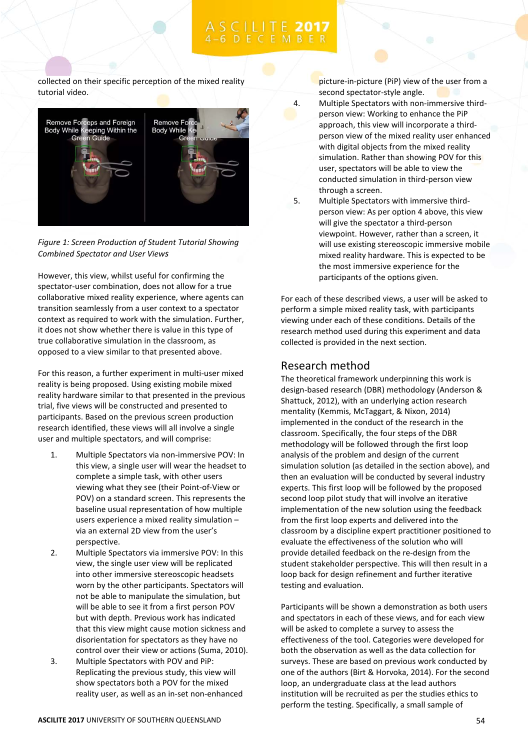collected on their specific perception of the mixed reality tutorial video.

*Figure 1: Screen Production of Student Tutorial Showing Combined Spectator and User Views*

However, this view, whilst useful for confirming the spectator-user combination, does not allow for a true collaborative mixed reality experience, where agents can transition seamlessly from a user context to a spectator context as required to work with the simulation. Further, it does not show whether there is value in this type of true collaborative simulation in the classroom, as opposed to a view similar to that presented above.

For this reason, a further experiment in multi-user mixed reality is being proposed. Using existing mobile mixed reality hardware similar to that presented in the previous trial, five views will be constructed and presented to participants. Based on the previous screen production research identified, these views will all involve a single user and multiple spectators, and will comprise:

1. Multiple Spectators via non-immersive POV: In this view, a single user will wear the headset to complete a simple task, with other users viewing what they see (their Point-of-View or POV) on a standard screen. This represents the baseline usual representation of how multiple users experience a mixed reality simulation – via an external 2D view from the user's perspective.
2. Multiple Spectators via immersive POV: In this view, the single user view will be replicated into other immersive stereoscopic headsets worn by the other participants. Spectators will not be able to manipulate the simulation, but will be able to see it from a first person POV but with depth. Previous work has indicated that this view might cause motion sickness and disorientation for spectators as they have no control over their view or actions (Suma, 2010).
3. Multiple Spectators with POV and PiP: Replicating the previous study, this view will show spectators both a POV for the mixed reality user, as well as an in-set non-enhanced picture-in-picture (PiP) view of the user from a second spectator-style angle.
4. Multiple Spectators with non-immersive third-person view: Working to enhance the PiP approach, this view will incorporate a third-person view of the mixed reality user enhanced with digital objects from the mixed reality simulation. Rather than showing POV for this user, spectators will be able to view the conducted simulation in third-person view through a screen.
5. Multiple Spectators with immersive third-person view: As per option 4 above, this view will give the spectator a third-person viewpoint. However, rather than a screen, it will use existing stereoscopic immersive mobile mixed reality hardware. This is expected to be the most immersive experience for the participants of the options given.

For each of these described views, a user will be asked to perform a simple mixed reality task, with participants viewing under each of these conditions. Details of the research method used during this experiment and data collected is provided in the next section.

## Research method

The theoretical framework underpinning this work is design-based research (DBR) methodology (Anderson & Shattuck, 2012), with an underlying action research mentality (Kemmis, McTaggart, & Nixon, 2014) implemented in the conduct of the research in the classroom. Specifically, the four steps of the DBR methodology will be followed through the first loop analysis of the problem and design of the current simulation solution (as detailed in the section above), and then an evaluation will be conducted by several industry experts. This first loop will be followed by the proposed second loop pilot study that will involve an iterative implementation of the new solution using the feedback from the first loop experts and delivered into the classroom by a discipline expert practitioner positioned to evaluate the effectiveness of the solution who will provide detailed feedback on the re-design from the student stakeholder perspective. This will then result in a loop back for design refinement and further iterative testing and evaluation.

Participants will be shown a demonstration as both users and spectators in each of these views, and for each view will be asked to complete a survey to assess the effectiveness of the tool. Categories were developed for both the observation as well as the data collection for surveys. These are based on previous work conducted by one of the authors (Birt & Horvoka, 2014). For the second loop, an undergraduate class at the lead authors institution will be recruited as per the studies ethics to perform the testing. Specifically, a small sample of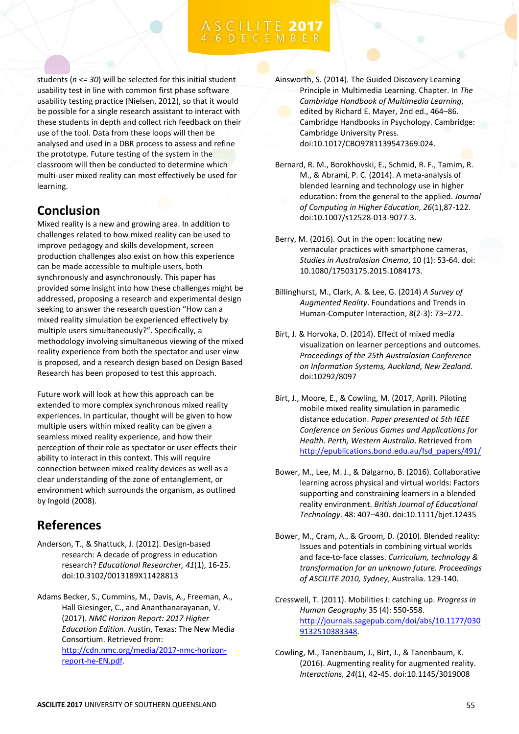students ($n <= 30$) will be selected for this initial student usability test in line with common first phase software usability testing practice (Nielsen, 2012), so that it would be possible for a single research assistant to interact with these students in depth and collect rich feedback on their use of the tool. Data from these loops will then be analysed and used in a DBR process to assess and refine the prototype. Future testing of the system in the classroom will then be conducted to determine which multi-user mixed reality can most effectively be used for learning.

## Conclusion

Mixed reality is a new and growing area. In addition to challenges related to how mixed reality can be used to improve pedagogy and skills development, screen production challenges also exist on how this experience can be made accessible to multiple users, both synchronously and asynchronously. This paper has provided some insight into how these challenges might be addressed, proposing a research and experimental design seeking to answer the research question "How can a mixed reality simulation be experienced effectively by multiple users simultaneously?". Specifically, a methodology involving simultaneous viewing of the mixed reality experience from both the spectator and user view is proposed, and a research design based on Design Based Research has been proposed to test this approach.

Future work will look at how this approach can be extended to more complex synchronous mixed reality experiences. In particular, thought will be given to how multiple users within mixed reality can be given a seamless mixed reality experience, and how their perception of their role as spectator or user effects their ability to interact in this context. This will require connection between mixed reality devices as well as a clear understanding of the zone of entanglement, or environment which surrounds the organism, as outlined by Ingold (2008).

## References

Anderson, T., & Shattuck, J. (2012). Design-based research: A decade of progress in education research? *Educational Researcher, 41*(1), 16-25. doi:10.3102/0013189X11428813

Adams Becker, S., Cummins, M., Davis, A., Freeman, A., Hall Giesinger, C., and Ananthanarayanan, V. (2017). *NMC Horizon Report: 2017 Higher Education Edition*. Austin, Texas: The New Media Consortium. Retrieved from: http://cdn.nmc.org/media/2017-nmc-horizon-report-he-EN.pdf.

Ainsworth, S. (2014). The Guided Discovery Learning Principle in Multimedia Learning. Chapter. In *The Cambridge Handbook of Multimedia Learning*, edited by Richard E. Mayer, 2nd ed., 464–86. Cambridge Handbooks in Psychology. Cambridge: Cambridge University Press. doi:10.1017/CBO9781139547369.024.

Bernard, R. M., Borokhovski, E., Schmid, R. F., Tamim, R. M., & Abrami, P. C. (2014). A meta-analysis of blended learning and technology use in higher education: from the general to the applied. *Journal of Computing in Higher Education*, *26*(1),87-122. doi:10.1007/s12528-013-9077-3.

Berry, M. (2016). Out in the open: locating new vernacular practices with smartphone cameras, *Studies in Australasian Cinema*, 10 (1): 53-64. doi: 10.1080/17503175.2015.1084173.

Billinghurst, M., Clark, A. & Lee, G. (2014) *A Survey of Augmented Reality*. Foundations and Trends in Human-Computer Interaction, 8(2-3): 73–272.

Birt, J. & Horvoka, D. (2014). Effect of mixed media visualization on learner perceptions and outcomes. *Proceedings of the 25th Australasian Conference on Information Systems, Auckland, New Zealand.* doi:10292/8097

Birt, J., Moore, E., & Cowling, M. (2017, April). Piloting mobile mixed reality simulation in paramedic distance education. *Paper presented at 5th IEEE Conference on Serious Games and Applications for Health. Perth, Western Australia*. Retrieved from http://epublications.bond.edu.au/fsd_papers/491/

Bower, M., Lee, M. J., & Dalgarno, B. (2016). Collaborative learning across physical and virtual worlds: Factors supporting and constraining learners in a blended reality environment. *British Journal of Educational Technology*. 48: 407–430. doi:10.1111/bjet.12435

Bower, M., Cram, A., & Groom, D. (2010). Blended reality: Issues and potentials in combining virtual worlds and face-to-face classes. *Curriculum, technology & transformation for an unknown future. Proceedings of ASCILITE 2010, Sydney*, Australia. 129-140.

Cresswell, T. (2011). Mobilities I: catching up. *Progress in Human Geography* 35 (4): 550-558. http://journals.sagepub.com/doi/abs/10.1177/0309132510383348.

Cowling, M., Tanenbaum, J., Birt, J., & Tanenbaum, K. (2016). Augmenting reality for augmented reality. *Interactions, 24*(1), 42-45. doi:10.1145/3019008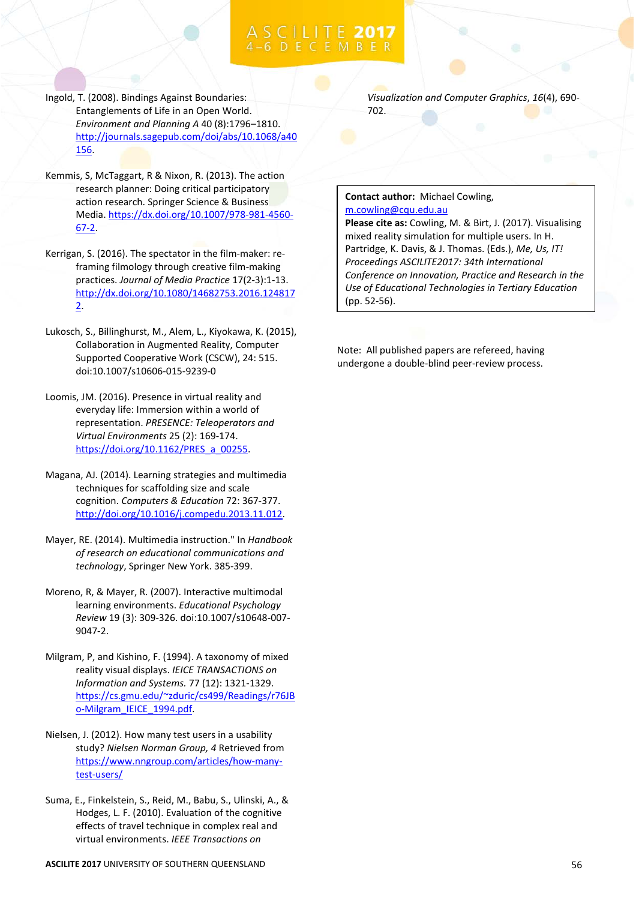Ingold, T. (2008). Bindings Against Boundaries: Entanglements of Life in an Open World. *Environment and Planning A* 40 (8):1796–1810. http://journals.sagepub.com/doi/abs/10.1068/a40156.

Kemmis, S, McTaggart, R & Nixon, R. (2013). The action research planner: Doing critical participatory action research. Springer Science & Business Media. https://dx.doi.org/10.1007/978-981-4560-67-2.

Kerrigan, S. (2016). The spectator in the film-maker: re-framing filmology through creative film-making practices. *Journal of Media Practice* 17(2-3):1-13. http://dx.doi.org/10.1080/14682753.2016.1248172.

Lukosch, S., Billinghurst, M., Alem, L., Kiyokawa, K. (2015), Collaboration in Augmented Reality, Computer Supported Cooperative Work (CSCW), 24: 515. doi:10.1007/s10606-015-9239-0

Loomis, JM. (2016). Presence in virtual reality and everyday life: Immersion within a world of representation. *PRESENCE: Teleoperators and Virtual Environments* 25 (2): 169-174. https://doi.org/10.1162/PRES_a_00255.

Magana, AJ. (2014). Learning strategies and multimedia techniques for scaffolding size and scale cognition. *Computers & Education* 72: 367-377. http://doi.org/10.1016/j.compedu.2013.11.012.

Mayer, RE. (2014). Multimedia instruction." In *Handbook of research on educational communications and technology*, Springer New York. 385-399.

Moreno, R, & Mayer, R. (2007). Interactive multimodal learning environments. *Educational Psychology Review* 19 (3): 309-326. doi:10.1007/s10648-007-9047-2.

Milgram, P, and Kishino, F. (1994). A taxonomy of mixed reality visual displays. *IEICE TRANSACTIONS on Information and Systems.* 77 (12): 1321-1329. https://cs.gmu.edu/~zduric/cs499/Readings/r76JBo-Milgram_IEICE_1994.pdf.

Nielsen, J. (2012). How many test users in a usability study? *Nielsen Norman Group, 4* Retrieved from https://www.nngroup.com/articles/how-many-test-users/

Suma, E., Finkelstein, S., Reid, M., Babu, S., Ulinski, A., & Hodges, L. F. (2010). Evaluation of the cognitive effects of travel technique in complex real and virtual environments. *IEEE Transactions on Visualization and Computer Graphics*, *16*(4), 690-702.

**Contact author:** Michael Cowling, m.cowling@cqu.edu.au
**Please cite as:** Cowling, M. & Birt, J. (2017). Visualising mixed reality simulation for multiple users. In H. Partridge, K. Davis, & J. Thomas. (Eds.), *Me, Us, IT! Proceedings ASCILITE2017: 34th International Conference on Innovation, Practice and Research in the Use of Educational Technologies in Tertiary Education* (pp. 52-56).

Note: All published papers are refereed, having undergone a double-blind peer-review process.